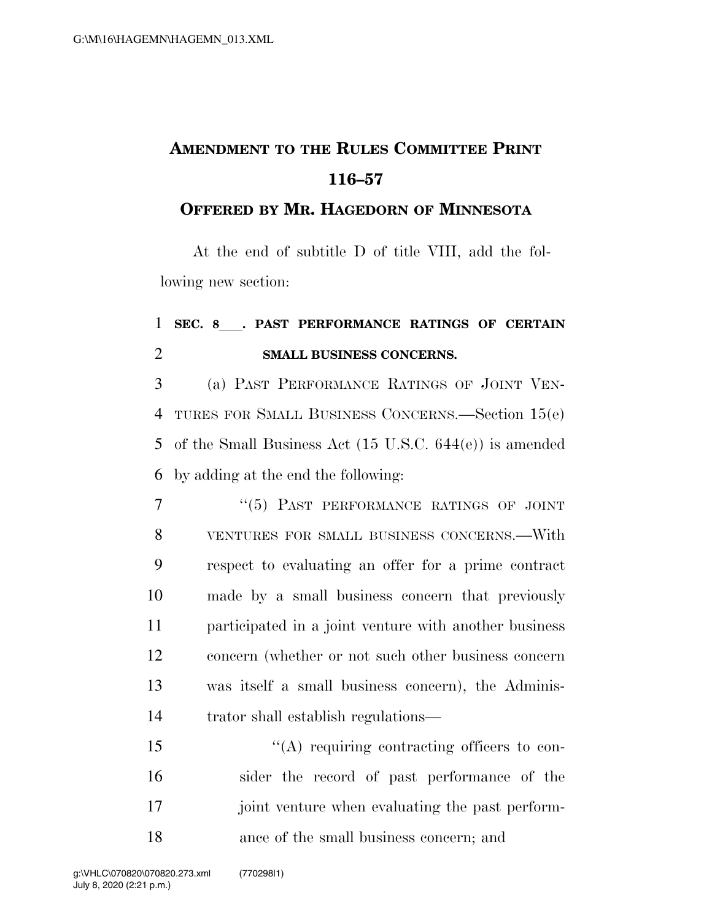# AMENDMENT TO THE RULES COMMITTEE PRINT 116–57

## OFFERED BY MR. HAGEDORN OF MINNESOTA

At the end of subtitle D of title VIII, add the following new section:

**SEC. 8___. PAST PERFORMANCE RATINGS OF CERTAIN SMALL BUSINESS CONCERNS.**

(a) PAST PERFORMANCE RATINGS OF JOINT VENTURES FOR SMALL BUSINESS CONCERNS.—Section 15(e) of the Small Business Act (15 U.S.C. 644(e)) is amended by adding at the end the following:

"(5) PAST PERFORMANCE RATINGS OF JOINT VENTURES FOR SMALL BUSINESS CONCERNS.—With respect to evaluating an offer for a prime contract made by a small business concern that previously participated in a joint venture with another business concern (whether or not such other business concern was itself a small business concern), the Administrator shall establish regulations—

"(A) requiring contracting officers to consider the record of past performance of the joint venture when evaluating the past performance of the small business concern; and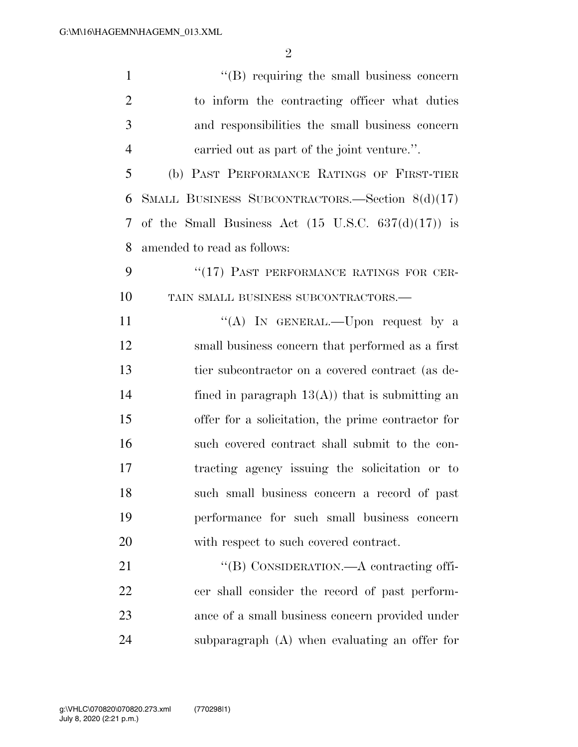''(B) requiring the small business concern to inform the contracting officer what duties and responsibilities the small business concern carried out as part of the joint venture.''.

(b) PAST PERFORMANCE RATINGS OF FIRST-TIER SMALL BUSINESS SUBCONTRACTORS.—Section 8(d)(17) of the Small Business Act (15 U.S.C. 637(d)(17)) is amended to read as follows:

''(17) PAST PERFORMANCE RATINGS FOR CERTAIN SMALL BUSINESS SUBCONTRACTORS.—

''(A) IN GENERAL.—Upon request by a small business concern that performed as a first tier subcontractor on a covered contract (as defined in paragraph 13(A)) that is submitting an offer for a solicitation, the prime contractor for such covered contract shall submit to the contracting agency issuing the solicitation or to such small business concern a record of past performance for such small business concern with respect to such covered contract.

''(B) CONSIDERATION.—A contracting officer shall consider the record of past performance of a small business concern provided under subparagraph (A) when evaluating an offer for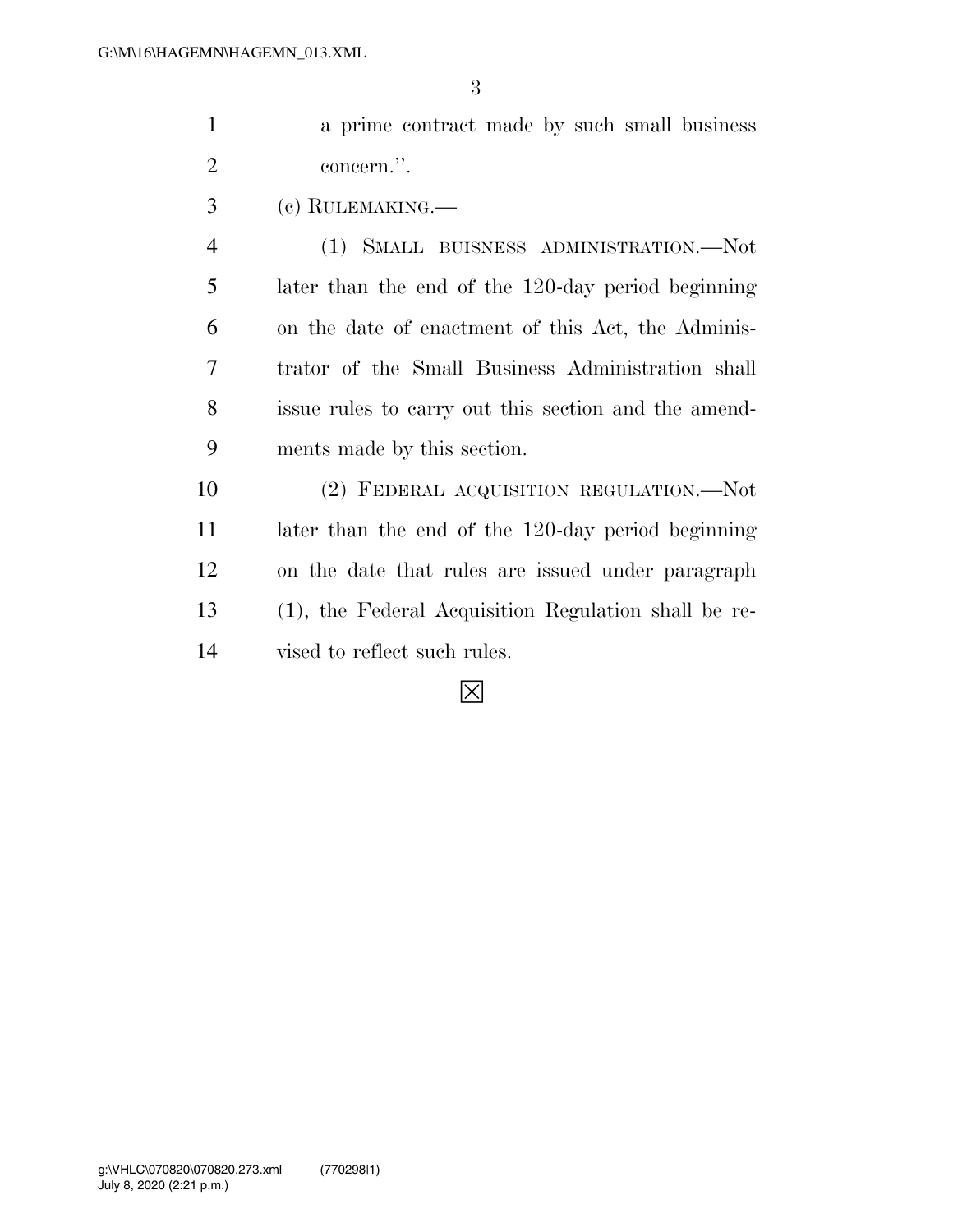a prime contract made by such small business concern.''.

(c) RULEMAKING.—

(1) SMALL BUISNESS ADMINISTRATION.—Not later than the end of the 120-day period beginning on the date of enactment of this Act, the Administrator of the Small Business Administration shall issue rules to carry out this section and the amendments made by this section.

(2) FEDERAL ACQUISITION REGULATION.—Not later than the end of the 120-day period beginning on the date that rules are issued under paragraph (1), the Federal Acquisition Regulation shall be revised to reflect such rules.